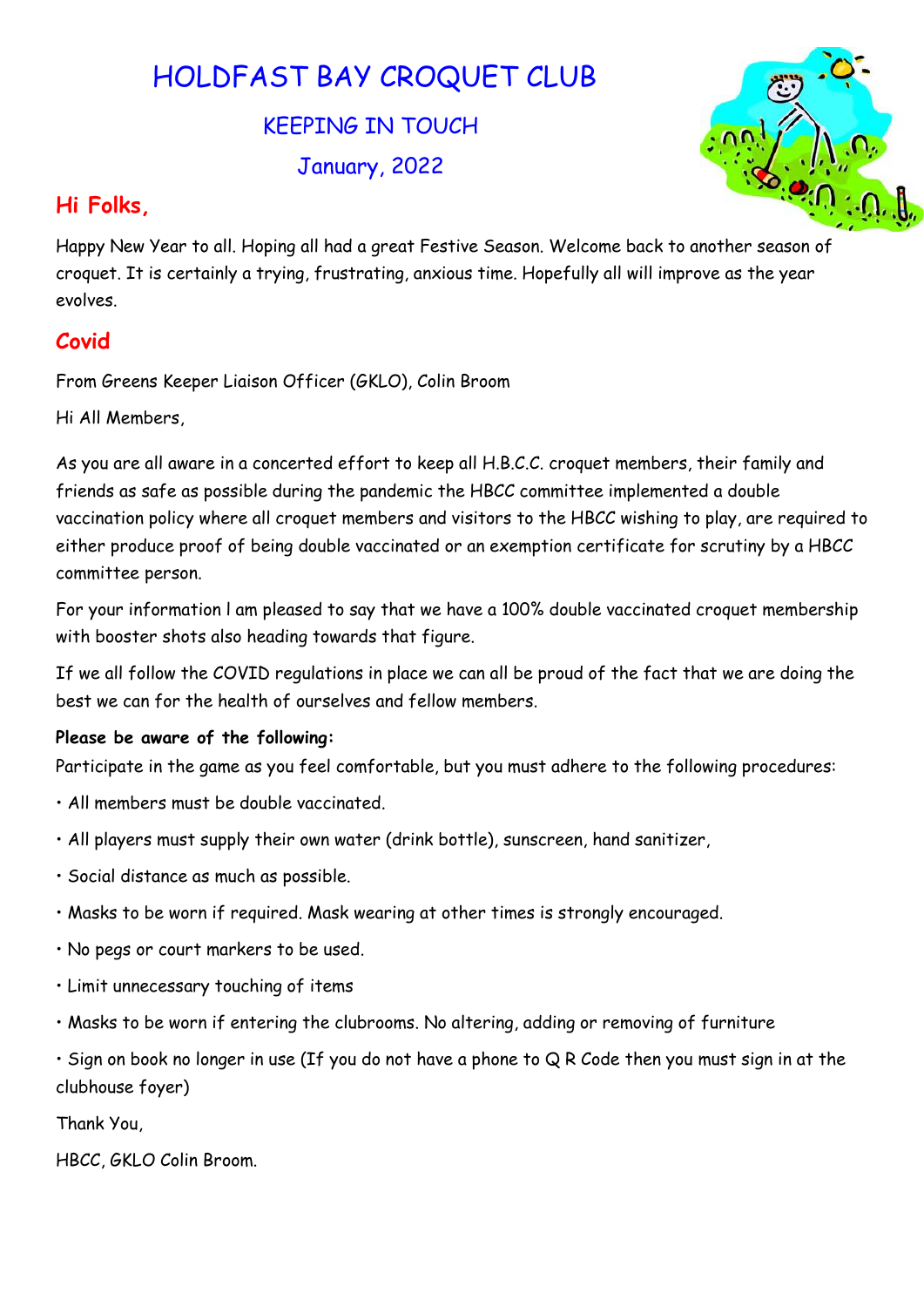# HOLDFAST BAY CROQUET CLUB

## KEEPING IN TOUCH

## January, 2022

## Hi Folks,

Happy New Year to all. Hoping all had a great Festive Season. Welcome back to another season of croquet. It is certainly a trying, frustrating, anxious time. Hopefully all will improve as the year evolves.

## Covid

From Greens Keeper Liaison Officer (GKLO), Colin Broom

Hi All Members,

As you are all aware in a concerted effort to keep all H.B.C.C. croquet members, their family and friends as safe as possible during the pandemic the HBCC committee implemented a double vaccination policy where all croquet members and visitors to the HBCC wishing to play, are required to either produce proof of being double vaccinated or an exemption certificate for scrutiny by a HBCC committee person.

For your information I am pleased to say that we have a 100% double vaccinated croquet membership with booster shots also heading towards that figure.

If we all follow the COVID regulations in place we can all be proud of the fact that we are doing the best we can for the health of ourselves and fellow members.

**Please be aware of the following:**

Participate in the game as you feel comfortable, but you must adhere to the following procedures:

- All members must be double vaccinated.
- All players must supply their own water (drink bottle), sunscreen, hand sanitizer,
- Social distance as much as possible.
- Masks to be worn if required. Mask wearing at other times is strongly encouraged.
- No pegs or court markers to be used.
- Limit unnecessary touching of items
- Masks to be worn if entering the clubrooms. No altering, adding or removing of furniture
- Sign on book no longer in use (If you do not have a phone to Q R Code then you must sign in at the clubhouse foyer)

Thank You,

HBCC, GKLO Colin Broom.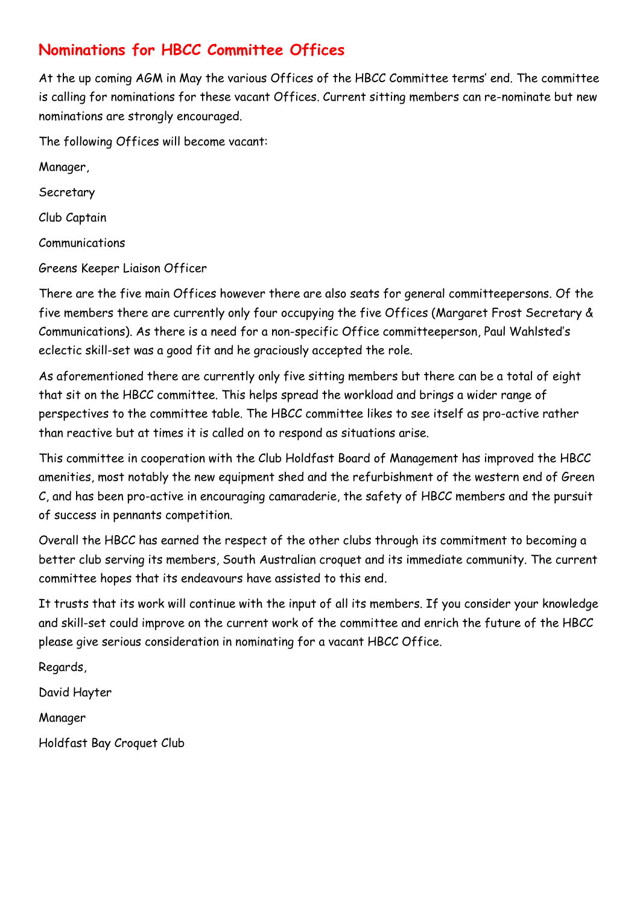# Nominations for HBCC Committee Offices

At the up coming AGM in May the various Offices of the HBCC Committee terms' end. The committee is calling for nominations for these vacant Offices. Current sitting members can re-nominate but new nominations are strongly encouraged.

The following Offices will become vacant:

Manager,

Secretary

Club Captain

Communications

Greens Keeper Liaison Officer

There are the five main Offices however there are also seats for general committeepersons. Of the five members there are currently only four occupying the five Offices (Margaret Frost Secretary & Communications). As there is a need for a non-specific Office committeeperson, Paul Wahlsted's eclectic skill-set was a good fit and he graciously accepted the role.

As aforementioned there are currently only five sitting members but there can be a total of eight that sit on the HBCC committee. This helps spread the workload and brings a wider range of perspectives to the committee table. The HBCC committee likes to see itself as pro-active rather than reactive but at times it is called on to respond as situations arise.

This committee in cooperation with the Club Holdfast Board of Management has improved the HBCC amenities, most notably the new equipment shed and the refurbishment of the western end of Green C, and has been pro-active in encouraging camaraderie, the safety of HBCC members and the pursuit of success in pennants competition.

Overall the HBCC has earned the respect of the other clubs through its commitment to becoming a better club serving its members, South Australian croquet and its immediate community. The current committee hopes that its endeavours have assisted to this end.

It trusts that its work will continue with the input of all its members. If you consider your knowledge and skill-set could improve on the current work of the committee and enrich the future of the HBCC please give serious consideration in nominating for a vacant HBCC Office.

Regards,

David Hayter

Manager

Holdfast Bay Croquet Club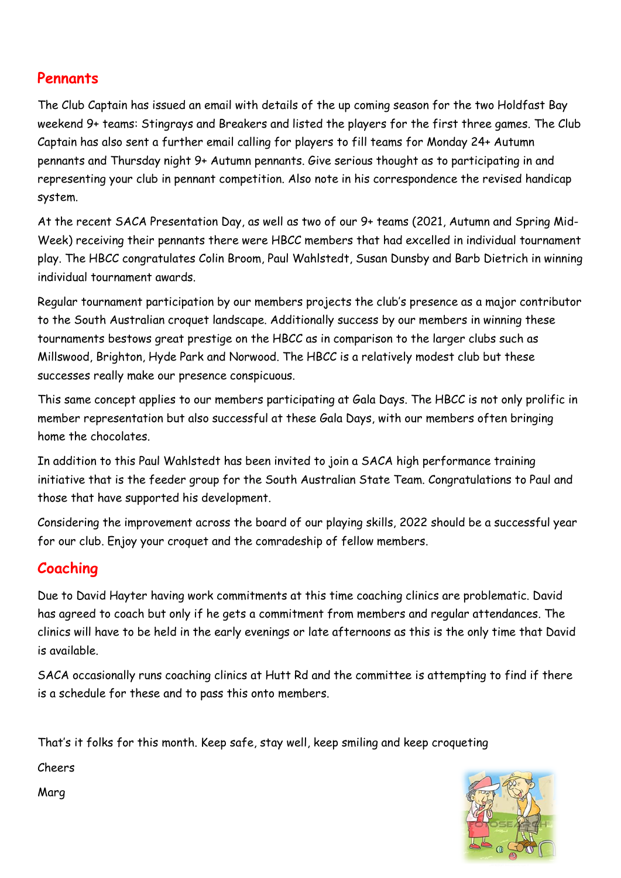## Pennants

The Club Captain has issued an email with details of the up coming season for the two Holdfast Bay weekend 9+ teams: Stingrays and Breakers and listed the players for the first three games. The Club Captain has also sent a further email calling for players to fill teams for Monday 24+ Autumn pennants and Thursday night 9+ Autumn pennants. Give serious thought as to participating in and representing your club in pennant competition. Also note in his correspondence the revised handicap system.

At the recent SACA Presentation Day, as well as two of our 9+ teams (2021, Autumn and Spring Mid-Week) receiving their pennants there were HBCC members that had excelled in individual tournament play. The HBCC congratulates Colin Broom, Paul Wahlstedt, Susan Dunsby and Barb Dietrich in winning individual tournament awards.

Regular tournament participation by our members projects the club's presence as a major contributor to the South Australian croquet landscape. Additionally success by our members in winning these tournaments bestows great prestige on the HBCC as in comparison to the larger clubs such as Millswood, Brighton, Hyde Park and Norwood. The HBCC is a relatively modest club but these successes really make our presence conspicuous.

This same concept applies to our members participating at Gala Days. The HBCC is not only prolific in member representation but also successful at these Gala Days, with our members often bringing home the chocolates.

In addition to this Paul Wahlstedt has been invited to join a SACA high performance training initiative that is the feeder group for the South Australian State Team. Congratulations to Paul and those that have supported his development.

Considering the improvement across the board of our playing skills, 2022 should be a successful year for our club. Enjoy your croquet and the comradeship of fellow members.

## Coaching

Due to David Hayter having work commitments at this time coaching clinics are problematic. David has agreed to coach but only if he gets a commitment from members and regular attendances. The clinics will have to be held in the early evenings or late afternoons as this is the only time that David is available.

SACA occasionally runs coaching clinics at Hutt Rd and the committee is attempting to find if there is a schedule for these and to pass this onto members.

That's it folks for this month. Keep safe, stay well, keep smiling and keep croqueting

Cheers

Marg